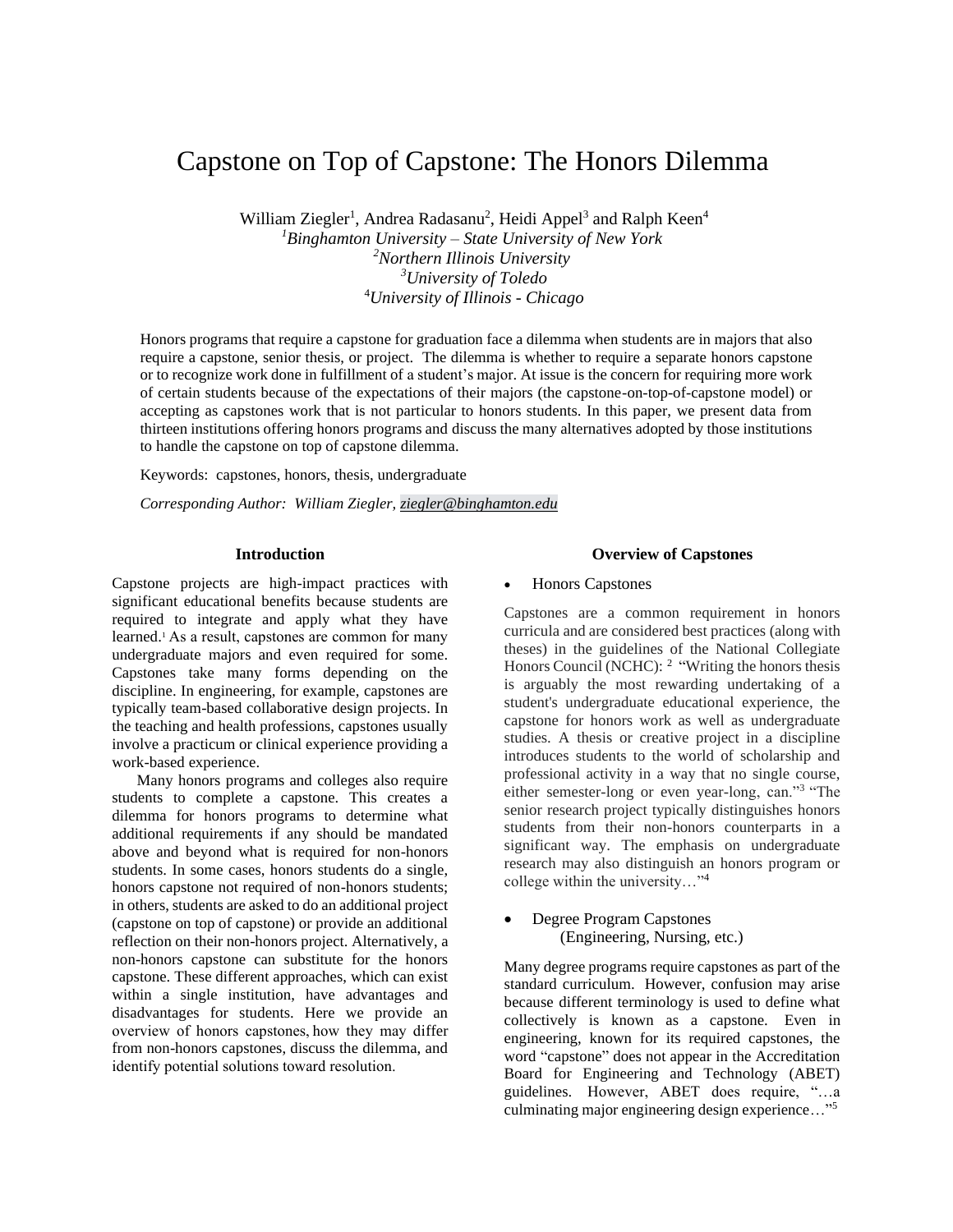# Capstone on Top of Capstone: The Honors Dilemma

William Ziegler[1], Andrea Radasanu[2], Heidi Appel[3] and Ralph Keen[4]

[1]*Binghamton University – State University of New York*
[2]*Northern Illinois University*
[3]*University of Toledo*
[4]*University of Illinois - Chicago*

Honors programs that require a capstone for graduation face a dilemma when students are in majors that also require a capstone, senior thesis, or project. The dilemma is whether to require a separate honors capstone or to recognize work done in fulfillment of a student's major. At issue is the concern for requiring more work of certain students because of the expectations of their majors (the capstone-on-top-of-capstone model) or accepting as capstones work that is not particular to honors students. In this paper, we present data from thirteen institutions offering honors programs and discuss the many alternatives adopted by those institutions to handle the capstone on top of capstone dilemma.

Keywords: capstones, honors, thesis, undergraduate

*Corresponding Author: William Ziegler, ziegler@binghamton.edu*

## Introduction

Capstone projects are high-impact practices with significant educational benefits because students are required to integrate and apply what they have learned.[1] As a result, capstones are common for many undergraduate majors and even required for some. Capstones take many forms depending on the discipline. In engineering, for example, capstones are typically team-based collaborative design projects. In the teaching and health professions, capstones usually involve a practicum or clinical experience providing a work-based experience.

Many honors programs and colleges also require students to complete a capstone. This creates a dilemma for honors programs to determine what additional requirements if any should be mandated above and beyond what is required for non-honors students. In some cases, honors students do a single, honors capstone not required of non-honors students; in others, students are asked to do an additional project (capstone on top of capstone) or provide an additional reflection on their non-honors project. Alternatively, a non-honors capstone can substitute for the honors capstone. These different approaches, which can exist within a single institution, have advantages and disadvantages for students. Here we provide an overview of honors capstones, how they may differ from non-honors capstones, discuss the dilemma, and identify potential solutions toward resolution.

## Overview of Capstones

- Honors Capstones

Capstones are a common requirement in honors curricula and are considered best practices (along with theses) in the guidelines of the National Collegiate Honors Council (NCHC): [2] "Writing the honors thesis is arguably the most rewarding undertaking of a student's undergraduate educational experience, the capstone for honors work as well as undergraduate studies. A thesis or creative project in a discipline introduces students to the world of scholarship and professional activity in a way that no single course, either semester-long or even year-long, can."[3] "The senior research project typically distinguishes honors students from their non-honors counterparts in a significant way. The emphasis on undergraduate research may also distinguish an honors program or college within the university…"[4]

- Degree Program Capstones (Engineering, Nursing, etc.)

Many degree programs require capstones as part of the standard curriculum. However, confusion may arise because different terminology is used to define what collectively is known as a capstone. Even in engineering, known for its required capstones, the word "capstone" does not appear in the Accreditation Board for Engineering and Technology (ABET) guidelines. However, ABET does require, "…a culminating major engineering design experience…"[5]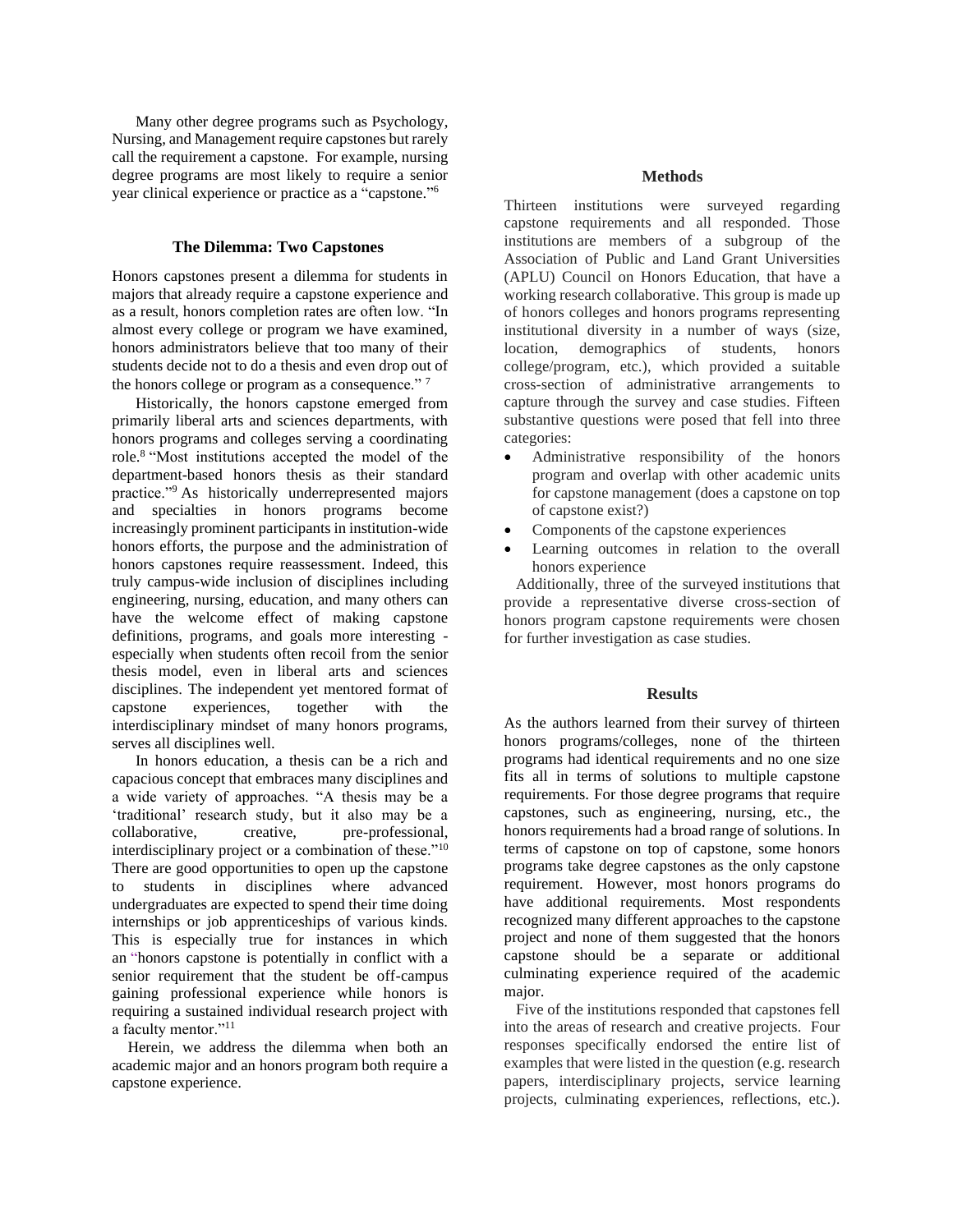Many other degree programs such as Psychology, Nursing, and Management require capstones but rarely call the requirement a capstone. For example, nursing degree programs are most likely to require a senior year clinical experience or practice as a "capstone."[6]

## The Dilemma: Two Capstones

Honors capstones present a dilemma for students in majors that already require a capstone experience and as a result, honors completion rates are often low. "In almost every college or program we have examined, honors administrators believe that too many of their students decide not to do a thesis and even drop out of the honors college or program as a consequence." [7]

Historically, the honors capstone emerged from primarily liberal arts and sciences departments, with honors programs and colleges serving a coordinating role.[8] "Most institutions accepted the model of the department-based honors thesis as their standard practice."[9] As historically underrepresented majors and specialties in honors programs become increasingly prominent participants in institution-wide honors efforts, the purpose and the administration of honors capstones require reassessment. Indeed, this truly campus-wide inclusion of disciplines including engineering, nursing, education, and many others can have the welcome effect of making capstone definitions, programs, and goals more interesting - especially when students often recoil from the senior thesis model, even in liberal arts and sciences disciplines. The independent yet mentored format of capstone experiences, together with the interdisciplinary mindset of many honors programs, serves all disciplines well.

In honors education, a thesis can be a rich and capacious concept that embraces many disciplines and a wide variety of approaches. "A thesis may be a 'traditional' research study, but it also may be a collaborative, creative, pre-professional, interdisciplinary project or a combination of these."[10] There are good opportunities to open up the capstone to students in disciplines where advanced undergraduates are expected to spend their time doing internships or job apprenticeships of various kinds. This is especially true for instances in which an "honors capstone is potentially in conflict with a senior requirement that the student be off-campus gaining professional experience while honors is requiring a sustained individual research project with a faculty mentor."[11]

Herein, we address the dilemma when both an academic major and an honors program both require a capstone experience.

## Methods

Thirteen institutions were surveyed regarding capstone requirements and all responded. Those institutions are members of a subgroup of the Association of Public and Land Grant Universities (APLU) Council on Honors Education, that have a working research collaborative. This group is made up of honors colleges and honors programs representing institutional diversity in a number of ways (size, location, demographics of students, honors college/program, etc.), which provided a suitable cross-section of administrative arrangements to capture through the survey and case studies. Fifteen substantive questions were posed that fell into three categories:

- Administrative responsibility of the honors program and overlap with other academic units for capstone management (does a capstone on top of capstone exist?)
- Components of the capstone experiences
- Learning outcomes in relation to the overall honors experience

Additionally, three of the surveyed institutions that provide a representative diverse cross-section of honors program capstone requirements were chosen for further investigation as case studies.

## Results

As the authors learned from their survey of thirteen honors programs/colleges, none of the thirteen programs had identical requirements and no one size fits all in terms of solutions to multiple capstone requirements. For those degree programs that require capstones, such as engineering, nursing, etc., the honors requirements had a broad range of solutions. In terms of capstone on top of capstone, some honors programs take degree capstones as the only capstone requirement. However, most honors programs do have additional requirements. Most respondents recognized many different approaches to the capstone project and none of them suggested that the honors capstone should be a separate or additional culminating experience required of the academic major.

Five of the institutions responded that capstones fell into the areas of research and creative projects. Four responses specifically endorsed the entire list of examples that were listed in the question (e.g. research papers, interdisciplinary projects, service learning projects, culminating experiences, reflections, etc.).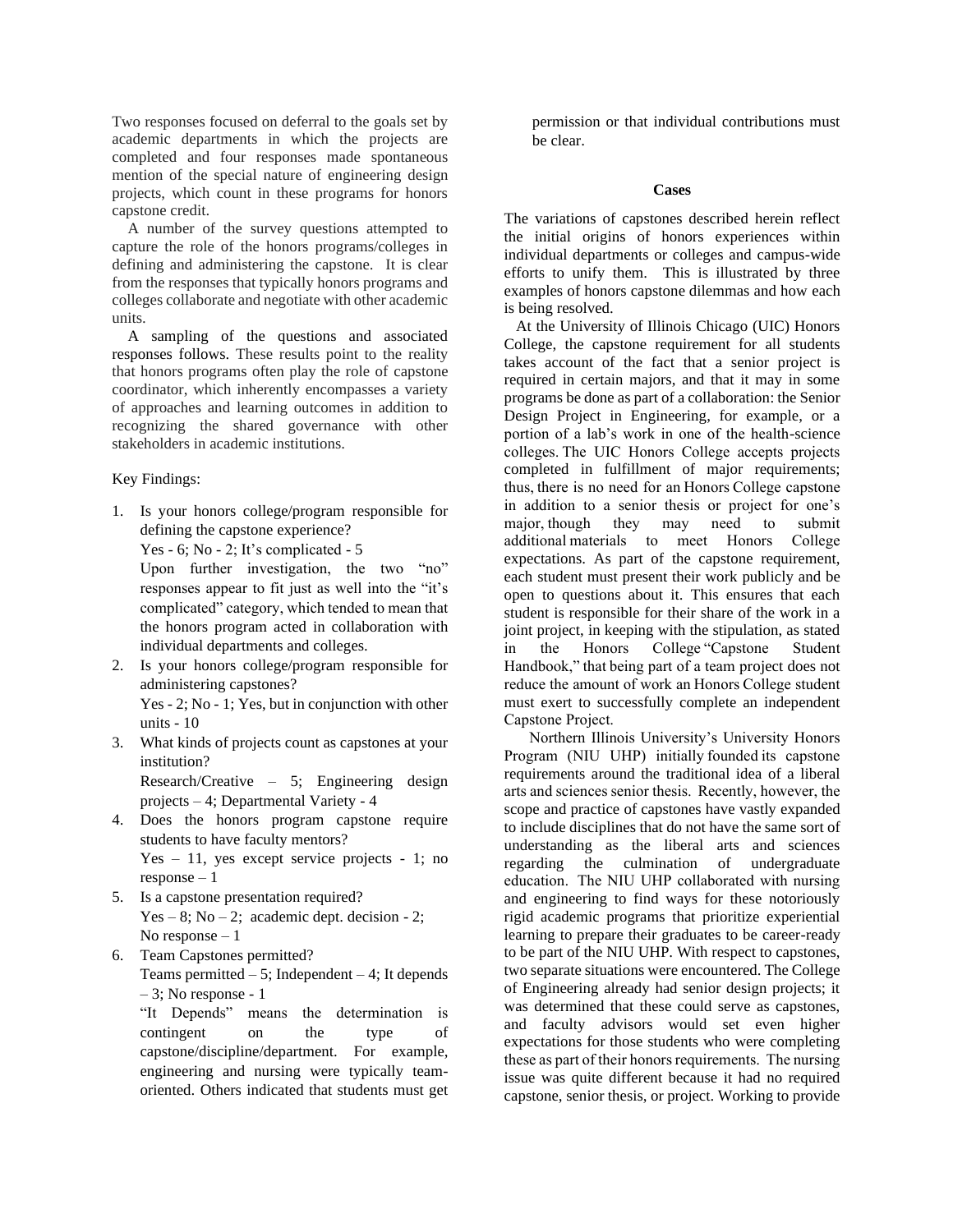Two responses focused on deferral to the goals set by academic departments in which the projects are completed and four responses made spontaneous mention of the special nature of engineering design projects, which count in these programs for honors capstone credit.

A number of the survey questions attempted to capture the role of the honors programs/colleges in defining and administering the capstone. It is clear from the responses that typically honors programs and colleges collaborate and negotiate with other academic units.

A sampling of the questions and associated responses follows. These results point to the reality that honors programs often play the role of capstone coordinator, which inherently encompasses a variety of approaches and learning outcomes in addition to recognizing the shared governance with other stakeholders in academic institutions.

Key Findings:

1. Is your honors college/program responsible for defining the capstone experience?
   Yes - 6; No - 2; It's complicated - 5
   Upon further investigation, the two "no" responses appear to fit just as well into the "it's complicated" category, which tended to mean that the honors program acted in collaboration with individual departments and colleges.
2. Is your honors college/program responsible for administering capstones?
   Yes - 2; No - 1; Yes, but in conjunction with other units - 10
3. What kinds of projects count as capstones at your institution?
   Research/Creative – 5; Engineering design projects – 4; Departmental Variety - 4
4. Does the honors program capstone require students to have faculty mentors?
   Yes – 11, yes except service projects - 1; no response – 1
5. Is a capstone presentation required?
   Yes – 8; No – 2; academic dept. decision - 2; No response – 1
6. Team Capstones permitted?
   Teams permitted – 5; Independent – 4; It depends – 3; No response - 1
   "It Depends" means the determination is contingent on the type of capstone/discipline/department. For example, engineering and nursing were typically team-oriented. Others indicated that students must get permission or that individual contributions must be clear.

## Cases

The variations of capstones described herein reflect the initial origins of honors experiences within individual departments or colleges and campus-wide efforts to unify them. This is illustrated by three examples of honors capstone dilemmas and how each is being resolved.

At the University of Illinois Chicago (UIC) Honors College, the capstone requirement for all students takes account of the fact that a senior project is required in certain majors, and that it may in some programs be done as part of a collaboration: the Senior Design Project in Engineering, for example, or a portion of a lab's work in one of the health-science colleges. The UIC Honors College accepts projects completed in fulfillment of major requirements; thus, there is no need for an Honors College capstone in addition to a senior thesis or project for one's major, though they may need to submit additional materials to meet Honors College expectations. As part of the capstone requirement, each student must present their work publicly and be open to questions about it. This ensures that each student is responsible for their share of the work in a joint project, in keeping with the stipulation, as stated in the Honors College "Capstone Student Handbook," that being part of a team project does not reduce the amount of work an Honors College student must exert to successfully complete an independent Capstone Project.

Northern Illinois University's University Honors Program (NIU UHP) initially founded its capstone requirements around the traditional idea of a liberal arts and sciences senior thesis. Recently, however, the scope and practice of capstones have vastly expanded to include disciplines that do not have the same sort of understanding as the liberal arts and sciences regarding the culmination of undergraduate education. The NIU UHP collaborated with nursing and engineering to find ways for these notoriously rigid academic programs that prioritize experiential learning to prepare their graduates to be career-ready to be part of the NIU UHP. With respect to capstones, two separate situations were encountered. The College of Engineering already had senior design projects; it was determined that these could serve as capstones, and faculty advisors would set even higher expectations for those students who were completing these as part of their honors requirements. The nursing issue was quite different because it had no required capstone, senior thesis, or project. Working to provide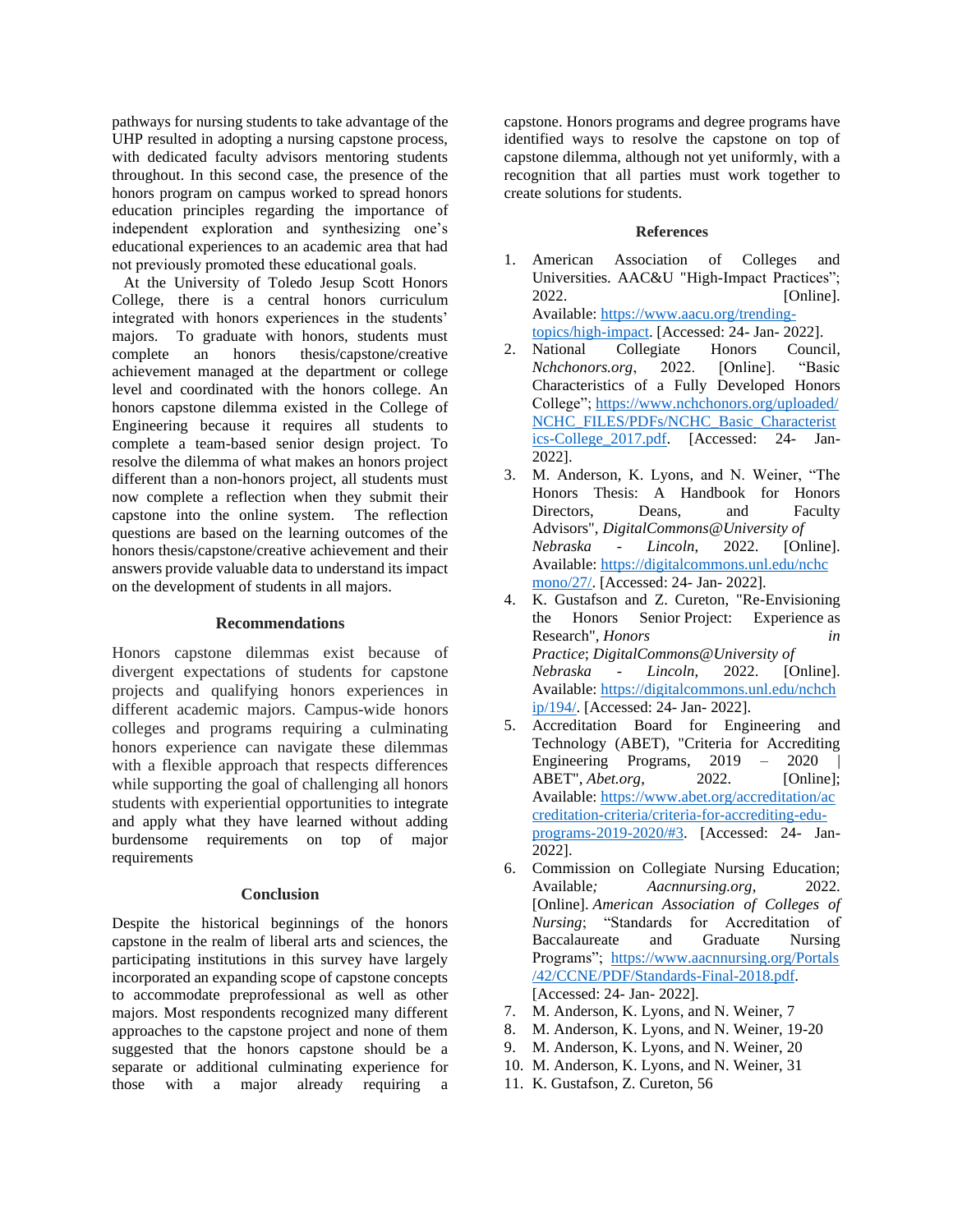pathways for nursing students to take advantage of the UHP resulted in adopting a nursing capstone process, with dedicated faculty advisors mentoring students throughout. In this second case, the presence of the honors program on campus worked to spread honors education principles regarding the importance of independent exploration and synthesizing one's educational experiences to an academic area that had not previously promoted these educational goals.

At the University of Toledo Jesup Scott Honors College, there is a central honors curriculum integrated with honors experiences in the students' majors. To graduate with honors, students must complete an honors thesis/capstone/creative achievement managed at the department or college level and coordinated with the honors college. An honors capstone dilemma existed in the College of Engineering because it requires all students to complete a team-based senior design project. To resolve the dilemma of what makes an honors project different than a non-honors project, all students must now complete a reflection when they submit their capstone into the online system. The reflection questions are based on the learning outcomes of the honors thesis/capstone/creative achievement and their answers provide valuable data to understand its impact on the development of students in all majors.

## Recommendations

Honors capstone dilemmas exist because of divergent expectations of students for capstone projects and qualifying honors experiences in different academic majors. Campus-wide honors colleges and programs requiring a culminating honors experience can navigate these dilemmas with a flexible approach that respects differences while supporting the goal of challenging all honors students with experiential opportunities to integrate and apply what they have learned without adding burdensome requirements on top of major requirements

## Conclusion

Despite the historical beginnings of the honors capstone in the realm of liberal arts and sciences, the participating institutions in this survey have largely incorporated an expanding scope of capstone concepts to accommodate preprofessional as well as other majors. Most respondents recognized many different approaches to the capstone project and none of them suggested that the honors capstone should be a separate or additional culminating experience for those with a major already requiring a capstone. Honors programs and degree programs have identified ways to resolve the capstone on top of capstone dilemma, although not yet uniformly, with a recognition that all parties must work together to create solutions for students.

## References

1. American Association of Colleges and Universities. AAC&U "High-Impact Practices"; 2022. [Online]. Available: https://www.aacu.org/trending-topics/high-impact. [Accessed: 24- Jan- 2022].
2. National Collegiate Honors Council, *Nchchonors.org*, 2022. [Online]. "Basic Characteristics of a Fully Developed Honors College"; https://www.nchchonors.org/uploaded/NCHC_FILES/PDFs/NCHC_Basic_Characteristics-College_2017.pdf. [Accessed: 24- Jan- 2022].
3. M. Anderson, K. Lyons, and N. Weiner, "The Honors Thesis: A Handbook for Honors Directors, Deans, and Faculty Advisors", *DigitalCommons@University of Nebraska - Lincoln*, 2022. [Online]. Available: https://digitalcommons.unl.edu/nchcmono/27/. [Accessed: 24- Jan- 2022].
4. K. Gustafson and Z. Cureton, "Re-Envisioning the Honors Senior Project: Experience as Research", *Honors in Practice*; *DigitalCommons@University of Nebraska - Lincoln*, 2022. [Online]. Available: https://digitalcommons.unl.edu/nchchip/194/. [Accessed: 24- Jan- 2022].
5. Accreditation Board for Engineering and Technology (ABET), "Criteria for Accrediting Engineering Programs, 2019 – 2020 | ABET", *Abet.org*, 2022. [Online]; Available: https://www.abet.org/accreditation/accreditation-criteria/criteria-for-accrediting-edu-programs-2019-2020/#3. [Accessed: 24- Jan- 2022].
6. Commission on Collegiate Nursing Education; Available*;* *Aacnnursing.org*, 2022. [Online]. *American Association of Colleges of Nursing*; "Standards for Accreditation of Baccalaureate and Graduate Nursing Programs"; https://www.aacnnursing.org/Portals/42/CCNE/PDF/Standards-Final-2018.pdf. [Accessed: 24- Jan- 2022].
7. M. Anderson, K. Lyons, and N. Weiner, 7
8. M. Anderson, K. Lyons, and N. Weiner, 19-20
9. M. Anderson, K. Lyons, and N. Weiner, 20
10. M. Anderson, K. Lyons, and N. Weiner, 31
11. K. Gustafson, Z. Cureton, 56